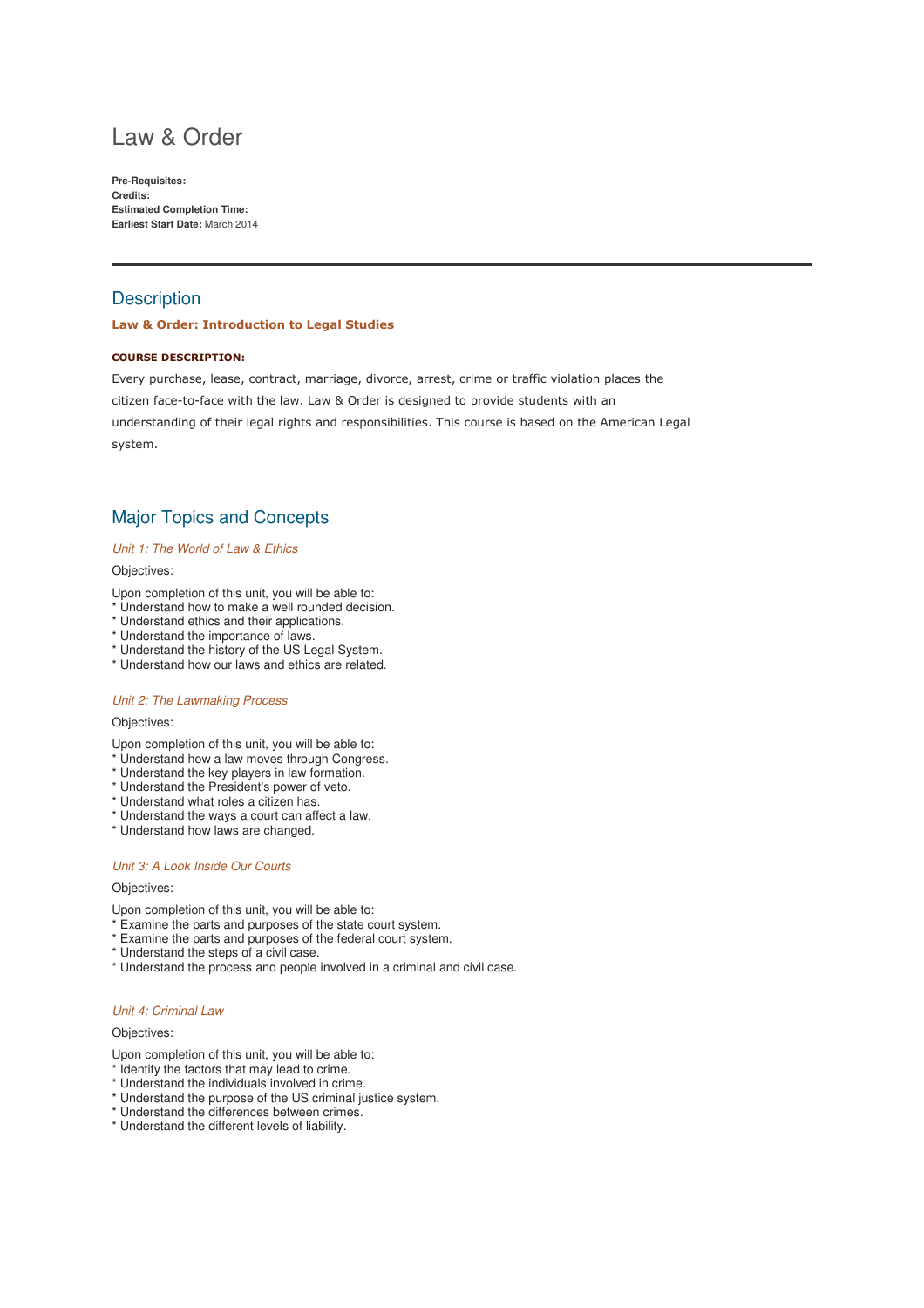# Law & Order

**Pre-Requisites:**
**Credits:**
**Estimated Completion Time:**
**Earliest Start Date:** March 2014

---

## Description

**Law & Order: Introduction to Legal Studies**

**COURSE DESCRIPTION:**

Every purchase, lease, contract, marriage, divorce, arrest, crime or traffic violation places the citizen face-to-face with the law. Law & Order is designed to provide students with an understanding of their legal rights and responsibilities. This course is based on the American Legal system.

## Major Topics and Concepts

### *Unit 1: The World of Law & Ethics*

Objectives:

Upon completion of this unit, you will be able to:
* Understand how to make a well rounded decision.
* Understand ethics and their applications.
* Understand the importance of laws.
* Understand the history of the US Legal System.
* Understand how our laws and ethics are related.

### *Unit 2: The Lawmaking Process*

Objectives:

Upon completion of this unit, you will be able to:
* Understand how a law moves through Congress.
* Understand the key players in law formation.
* Understand the President's power of veto.
* Understand what roles a citizen has.
* Understand the ways a court can affect a law.
* Understand how laws are changed.

### *Unit 3: A Look Inside Our Courts*

Objectives:

Upon completion of this unit, you will be able to:
* Examine the parts and purposes of the state court system.
* Examine the parts and purposes of the federal court system.
* Understand the steps of a civil case.
* Understand the process and people involved in a criminal and civil case.

### *Unit 4: Criminal Law*

Objectives:

Upon completion of this unit, you will be able to:
* Identify the factors that may lead to crime.
* Understand the individuals involved in crime.
* Understand the purpose of the US criminal justice system.
* Understand the differences between crimes.
* Understand the different levels of liability.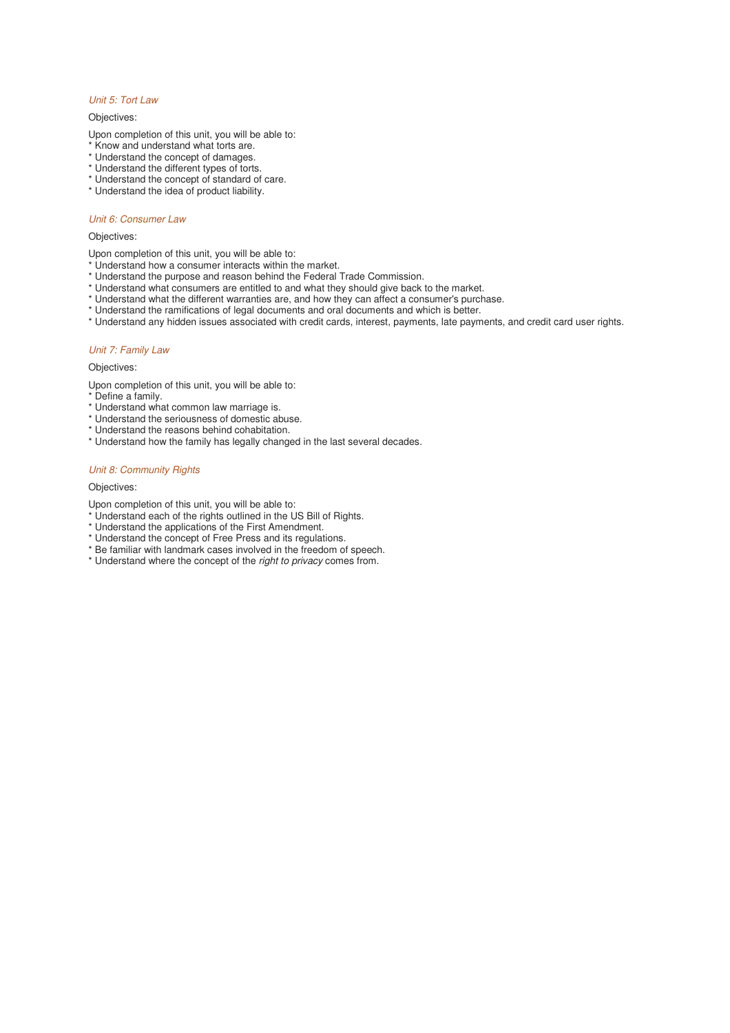*Unit 5: Tort Law*

Objectives:

Upon completion of this unit, you will be able to:
* Know and understand what torts are.
* Understand the concept of damages.
* Understand the different types of torts.
* Understand the concept of standard of care.
* Understand the idea of product liability.

*Unit 6: Consumer Law*

Objectives:

Upon completion of this unit, you will be able to:
* Understand how a consumer interacts within the market.
* Understand the purpose and reason behind the Federal Trade Commission.
* Understand what consumers are entitled to and what they should give back to the market.
* Understand what the different warranties are, and how they can affect a consumer's purchase.
* Understand the ramifications of legal documents and oral documents and which is better.
* Understand any hidden issues associated with credit cards, interest, payments, late payments, and credit card user rights.

*Unit 7: Family Law*

Objectives:

Upon completion of this unit, you will be able to:
* Define a family.
* Understand what common law marriage is.
* Understand the seriousness of domestic abuse.
* Understand the reasons behind cohabitation.
* Understand how the family has legally changed in the last several decades.

*Unit 8: Community Rights*

Objectives:

Upon completion of this unit, you will be able to:
* Understand each of the rights outlined in the US Bill of Rights.
* Understand the applications of the First Amendment.
* Understand the concept of Free Press and its regulations.
* Be familiar with landmark cases involved in the freedom of speech.
* Understand where the concept of the *right to privacy* comes from.